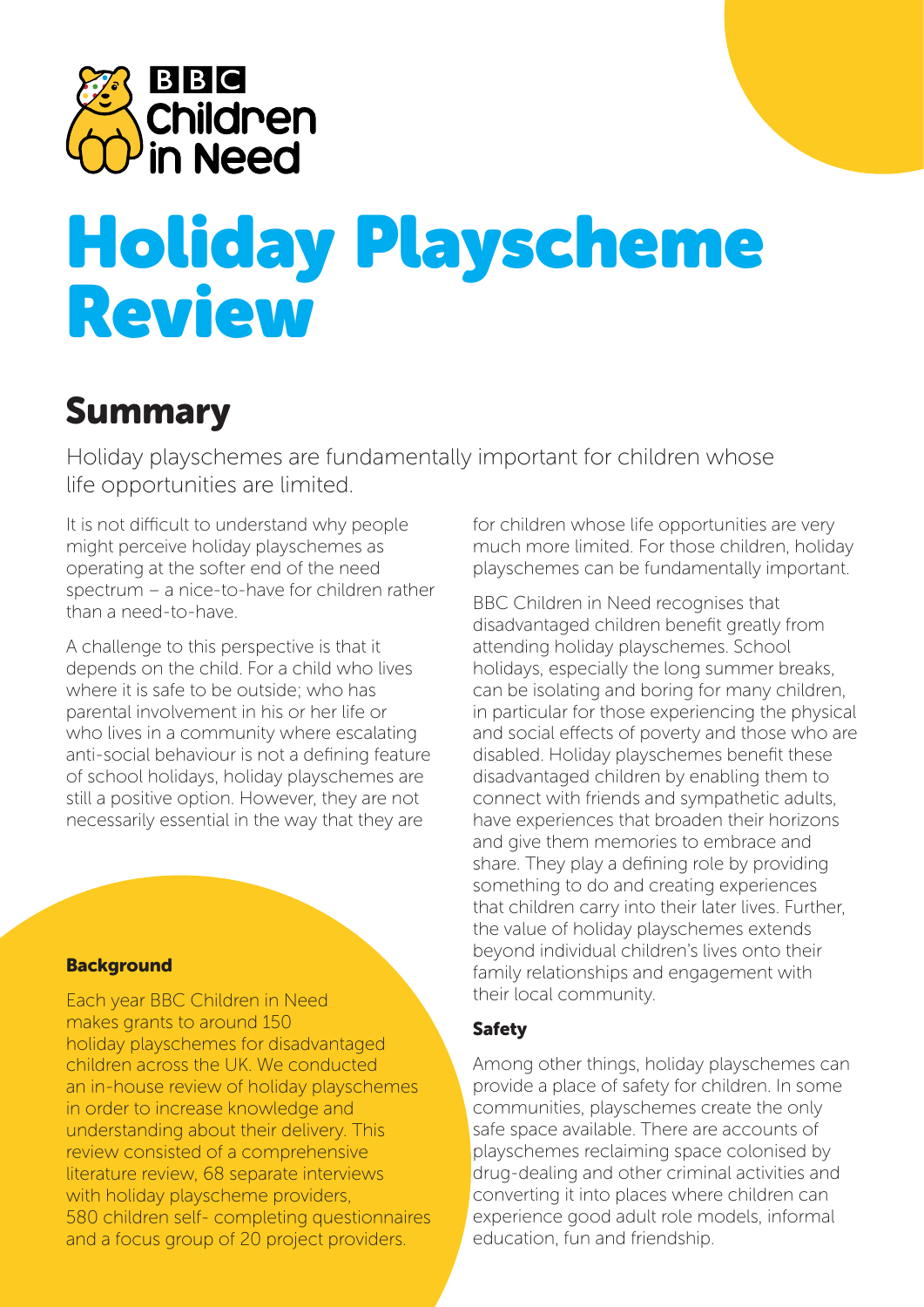BBC Children in Need

# Holiday Playscheme Review

## Summary

Holiday playschemes are fundamentally important for children whose life opportunities are limited.

It is not difficult to understand why people might perceive holiday playschemes as operating at the softer end of the need spectrum – a nice-to-have for children rather than a need-to-have.

A challenge to this perspective is that it depends on the child. For a child who lives where it is safe to be outside; who has parental involvement in his or her life or who lives in a community where escalating anti-social behaviour is not a defining feature of school holidays, holiday playschemes are still a positive option. However, they are not necessarily essential in the way that they are for children whose life opportunities are very much more limited. For those children, holiday playschemes can be fundamentally important.

BBC Children in Need recognises that disadvantaged children benefit greatly from attending holiday playschemes. School holidays, especially the long summer breaks, can be isolating and boring for many children, in particular for those experiencing the physical and social effects of poverty and those who are disabled. Holiday playschemes benefit these disadvantaged children by enabling them to connect with friends and sympathetic adults, have experiences that broaden their horizons and give them memories to embrace and share. They play a defining role by providing something to do and creating experiences that children carry into their later lives. Further, the value of holiday playschemes extends beyond individual children's lives onto their family relationships and engagement with their local community.

### Background

Each year BBC Children in Need makes grants to around 150 holiday playschemes for disadvantaged children across the UK. We conducted an in-house review of holiday playschemes in order to increase knowledge and understanding about their delivery. This review consisted of a comprehensive literature review, 68 separate interviews with holiday playscheme providers, 580 children self- completing questionnaires and a focus group of 20 project providers.

### Safety

Among other things, holiday playschemes can provide a place of safety for children. In some communities, playschemes create the only safe space available. There are accounts of playschemes reclaiming space colonised by drug-dealing and other criminal activities and converting it into places where children can experience good adult role models, informal education, fun and friendship.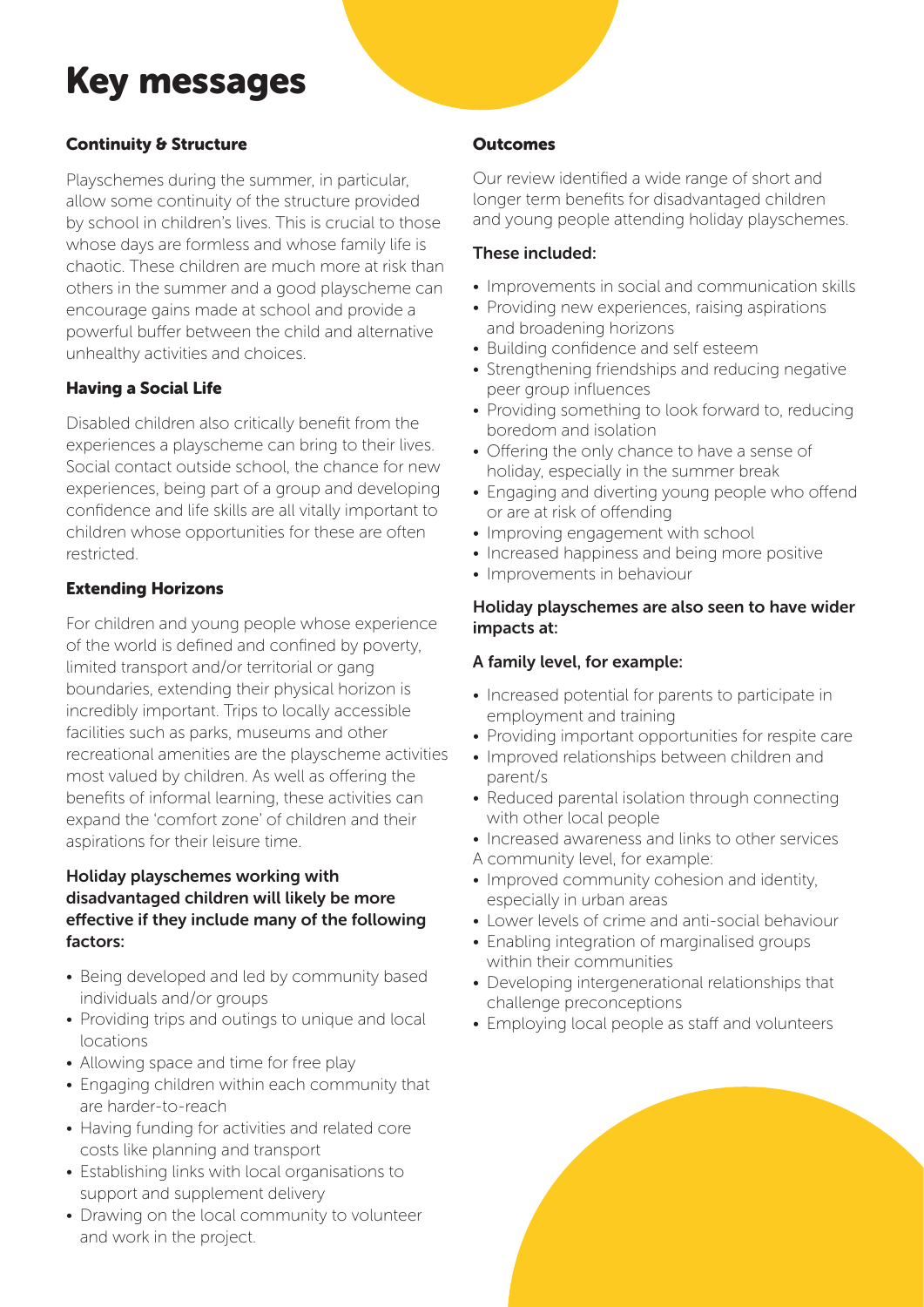# Key messages

### Continuity & Structure

Playschemes during the summer, in particular, allow some continuity of the structure provided by school in children's lives. This is crucial to those whose days are formless and whose family life is chaotic. These children are much more at risk than others in the summer and a good playscheme can encourage gains made at school and provide a powerful buffer between the child and alternative unhealthy activities and choices.

### Having a Social Life

Disabled children also critically benefit from the experiences a playscheme can bring to their lives. Social contact outside school, the chance for new experiences, being part of a group and developing confidence and life skills are all vitally important to children whose opportunities for these are often restricted.

### Extending Horizons

For children and young people whose experience of the world is defined and confined by poverty, limited transport and/or territorial or gang boundaries, extending their physical horizon is incredibly important. Trips to locally accessible facilities such as parks, museums and other recreational amenities are the playscheme activities most valued by children. As well as offering the benefits of informal learning, these activities can expand the 'comfort zone' of children and their aspirations for their leisure time.

**Holiday playschemes working with disadvantaged children will likely be more effective if they include many of the following factors:**

- Being developed and led by community based individuals and/or groups
- Providing trips and outings to unique and local locations
- Allowing space and time for free play
- Engaging children within each community that are harder-to-reach
- Having funding for activities and related core costs like planning and transport
- Establishing links with local organisations to support and supplement delivery
- Drawing on the local community to volunteer and work in the project.

### Outcomes

Our review identified a wide range of short and longer term benefits for disadvantaged children and young people attending holiday playschemes.

**These included:**

- Improvements in social and communication skills
- Providing new experiences, raising aspirations and broadening horizons
- Building confidence and self esteem
- Strengthening friendships and reducing negative peer group influences
- Providing something to look forward to, reducing boredom and isolation
- Offering the only chance to have a sense of holiday, especially in the summer break
- Engaging and diverting young people who offend or are at risk of offending
- Improving engagement with school
- Increased happiness and being more positive
- Improvements in behaviour

**Holiday playschemes are also seen to have wider impacts at:**

**A family level, for example:**

- Increased potential for parents to participate in employment and training
- Providing important opportunities for respite care
- Improved relationships between children and parent/s
- Reduced parental isolation through connecting with other local people
- Increased awareness and links to other services

A community level, for example:

- Improved community cohesion and identity, especially in urban areas
- Lower levels of crime and anti-social behaviour
- Enabling integration of marginalised groups within their communities
- Developing intergenerational relationships that challenge preconceptions
- Employing local people as staff and volunteers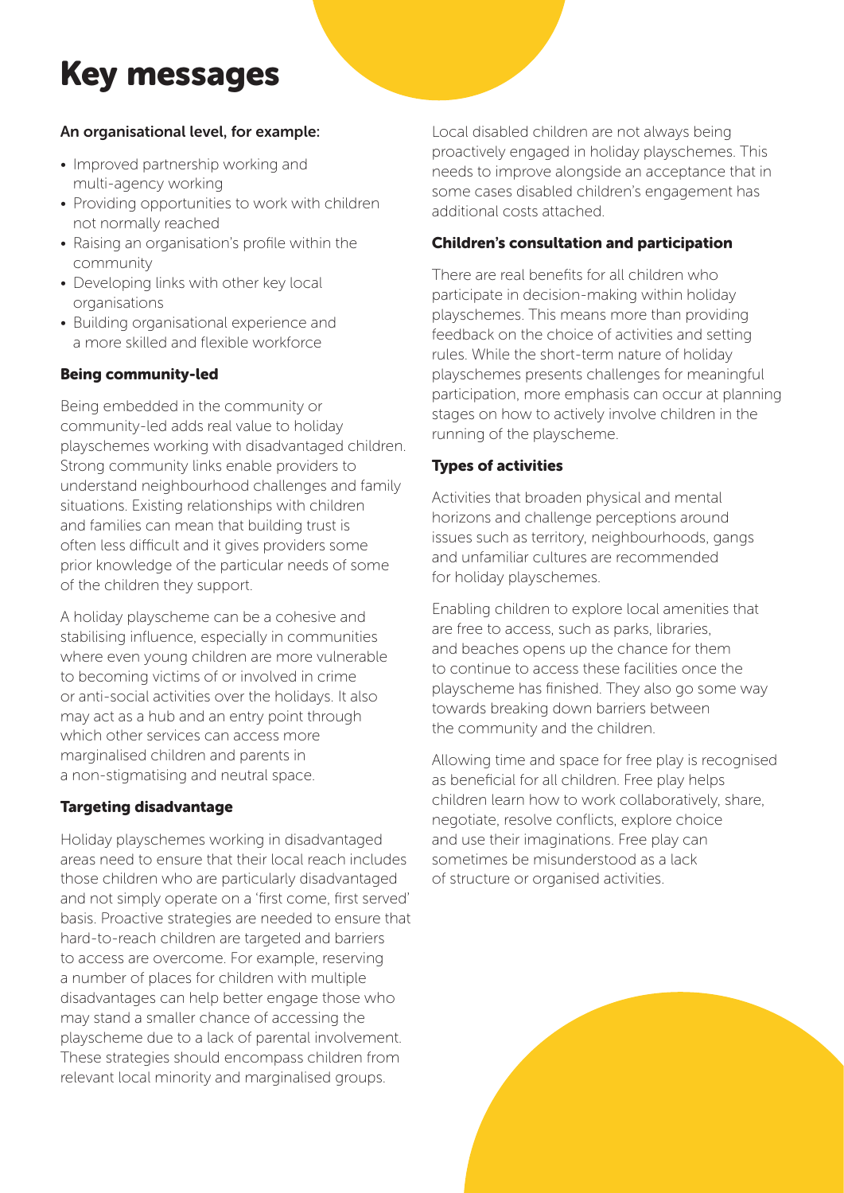# Key messages

**An organisational level, for example:**

- Improved partnership working and multi-agency working
- Providing opportunities to work with children not normally reached
- Raising an organisation's profile within the community
- Developing links with other key local organisations
- Building organisational experience and a more skilled and flexible workforce

### Being community-led

Being embedded in the community or community-led adds real value to holiday playschemes working with disadvantaged children. Strong community links enable providers to understand neighbourhood challenges and family situations. Existing relationships with children and families can mean that building trust is often less difficult and it gives providers some prior knowledge of the particular needs of some of the children they support.

A holiday playscheme can be a cohesive and stabilising influence, especially in communities where even young children are more vulnerable to becoming victims of or involved in crime or anti-social activities over the holidays. It also may act as a hub and an entry point through which other services can access more marginalised children and parents in a non-stigmatising and neutral space.

### Targeting disadvantage

Holiday playschemes working in disadvantaged areas need to ensure that their local reach includes those children who are particularly disadvantaged and not simply operate on a 'first come, first served' basis. Proactive strategies are needed to ensure that hard-to-reach children are targeted and barriers to access are overcome. For example, reserving a number of places for children with multiple disadvantages can help better engage those who may stand a smaller chance of accessing the playscheme due to a lack of parental involvement. These strategies should encompass children from relevant local minority and marginalised groups.

Local disabled children are not always being proactively engaged in holiday playschemes. This needs to improve alongside an acceptance that in some cases disabled children's engagement has additional costs attached.

### Children's consultation and participation

There are real benefits for all children who participate in decision-making within holiday playschemes. This means more than providing feedback on the choice of activities and setting rules. While the short-term nature of holiday playschemes presents challenges for meaningful participation, more emphasis can occur at planning stages on how to actively involve children in the running of the playscheme.

### Types of activities

Activities that broaden physical and mental horizons and challenge perceptions around issues such as territory, neighbourhoods, gangs and unfamiliar cultures are recommended for holiday playschemes.

Enabling children to explore local amenities that are free to access, such as parks, libraries, and beaches opens up the chance for them to continue to access these facilities once the playscheme has finished. They also go some way towards breaking down barriers between the community and the children.

Allowing time and space for free play is recognised as beneficial for all children. Free play helps children learn how to work collaboratively, share, negotiate, resolve conflicts, explore choice and use their imaginations. Free play can sometimes be misunderstood as a lack of structure or organised activities.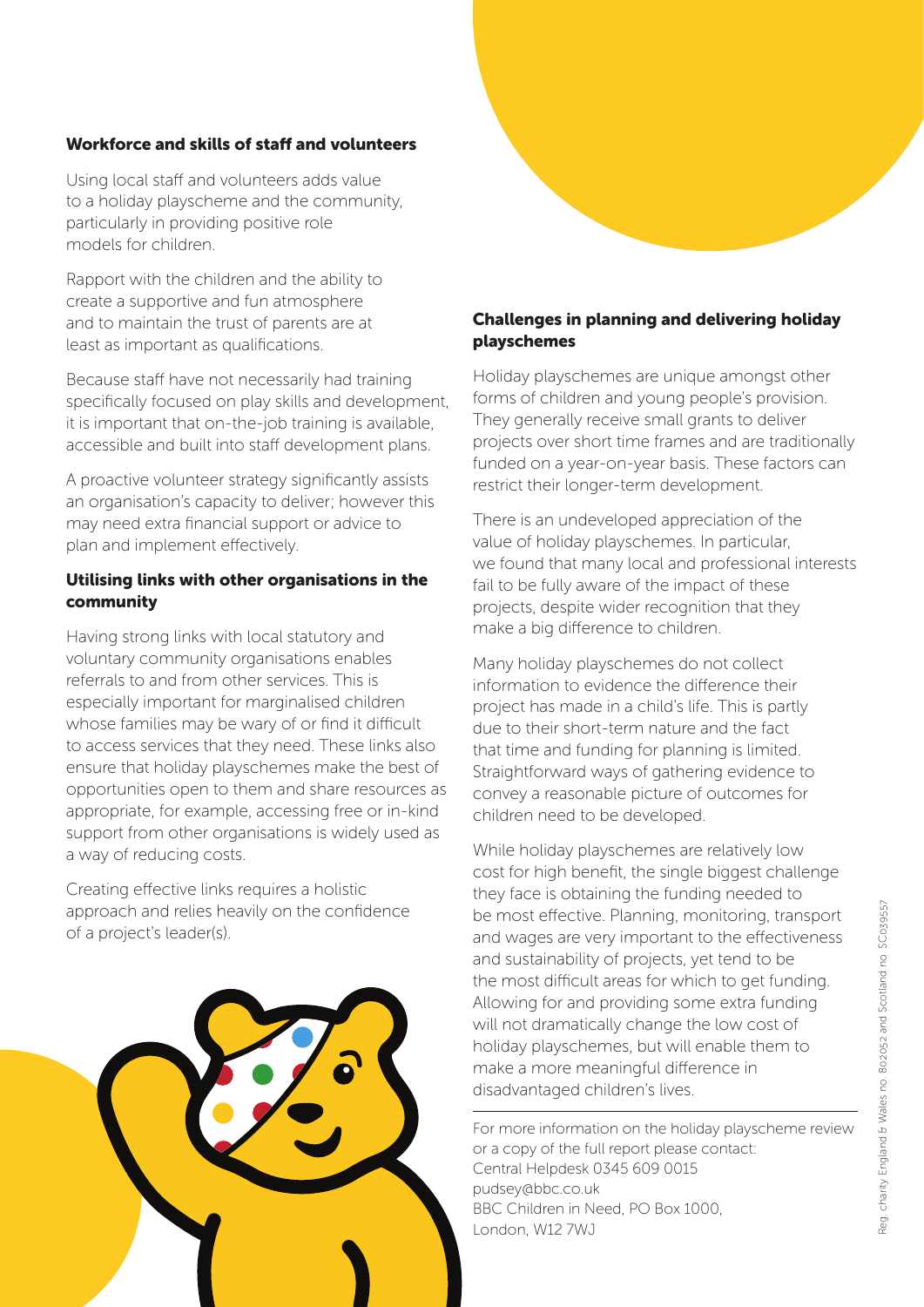### Workforce and skills of staff and volunteers

Using local staff and volunteers adds value to a holiday playscheme and the community, particularly in providing positive role models for children.

Rapport with the children and the ability to create a supportive and fun atmosphere and to maintain the trust of parents are at least as important as qualifications.

Because staff have not necessarily had training specifically focused on play skills and development, it is important that on-the-job training is available, accessible and built into staff development plans.

A proactive volunteer strategy significantly assists an organisation's capacity to deliver; however this may need extra financial support or advice to plan and implement effectively.

### Utilising links with other organisations in the community

Having strong links with local statutory and voluntary community organisations enables referrals to and from other services. This is especially important for marginalised children whose families may be wary of or find it difficult to access services that they need. These links also ensure that holiday playschemes make the best of opportunities open to them and share resources as appropriate, for example, accessing free or in-kind support from other organisations is widely used as a way of reducing costs.

Creating effective links requires a holistic approach and relies heavily on the confidence of a project's leader(s).

### Challenges in planning and delivering holiday playschemes

Holiday playschemes are unique amongst other forms of children and young people's provision. They generally receive small grants to deliver projects over short time frames and are traditionally funded on a year-on-year basis. These factors can restrict their longer-term development.

There is an undeveloped appreciation of the value of holiday playschemes. In particular, we found that many local and professional interests fail to be fully aware of the impact of these projects, despite wider recognition that they make a big difference to children.

Many holiday playschemes do not collect information to evidence the difference their project has made in a child's life. This is partly due to their short-term nature and the fact that time and funding for planning is limited. Straightforward ways of gathering evidence to convey a reasonable picture of outcomes for children need to be developed.

While holiday playschemes are relatively low cost for high benefit, the single biggest challenge they face is obtaining the funding needed to be most effective. Planning, monitoring, transport and wages are very important to the effectiveness and sustainability of projects, yet tend to be the most difficult areas for which to get funding. Allowing for and providing some extra funding will not dramatically change the low cost of holiday playschemes, but will enable them to make a more meaningful difference in disadvantaged children's lives.

---

For more information on the holiday playscheme review or a copy of the full report please contact:
Central Helpdesk 0345 609 0015
pudsey@bbc.co.uk
BBC Children in Need, PO Box 1000,
London, W12 7WJ

Reg. charity England & Wales no. 802052 and Scotland no. SC039557